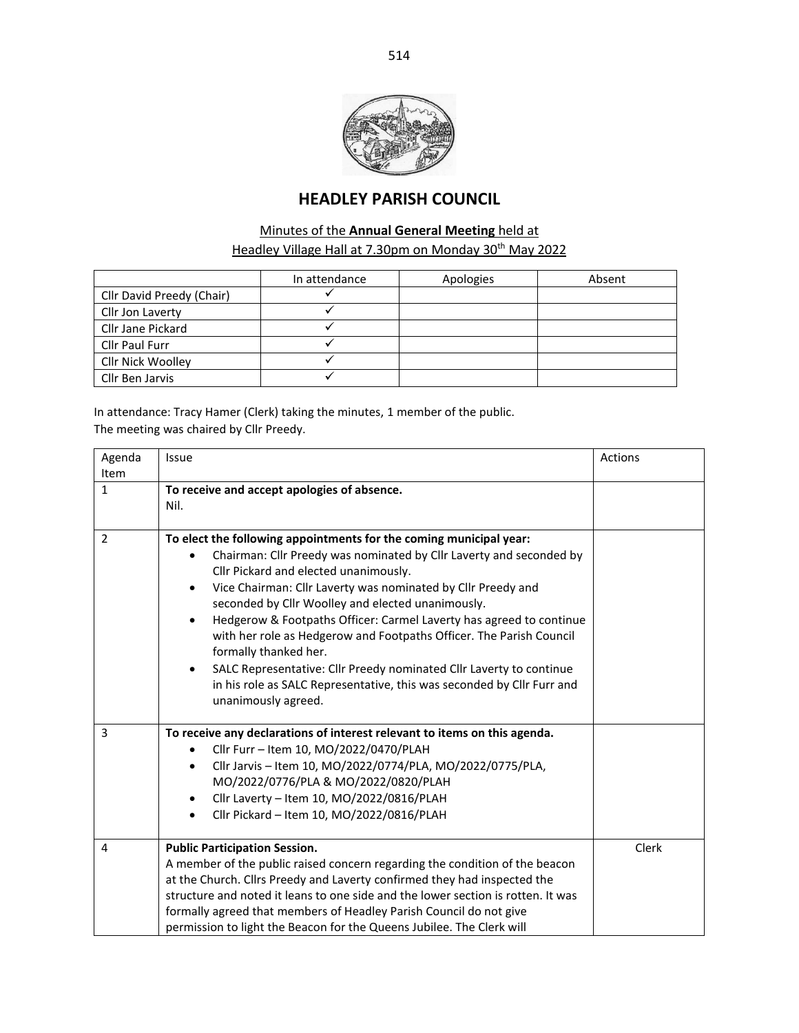# HEADLEY PARISH COUNCIL

Minutes of the **Annual General Meeting** held at
Headley Village Hall at 7.30pm on Monday 30th May 2022

| | In attendance | Apologies | Absent |
|---|---|---|---|
| Cllr David Preedy (Chair) | ✓ | | |
| Cllr Jon Laverty | ✓ | | |
| Cllr Jane Pickard | ✓ | | |
| Cllr Paul Furr | ✓ | | |
| Cllr Nick Woolley | ✓ | | |
| Cllr Ben Jarvis | ✓ | | |

In attendance: Tracy Hamer (Clerk) taking the minutes, 1 member of the public.
The meeting was chaired by Cllr Preedy.

| Agenda Item | Issue | Actions |
|---|---|---|
| 1 | **To receive and accept apologies of absence.**<br>Nil. | |
| 2 | **To elect the following appointments for the coming municipal year:**<br>• Chairman: Cllr Preedy was nominated by Cllr Laverty and seconded by Cllr Pickard and elected unanimously.<br>• Vice Chairman: Cllr Laverty was nominated by Cllr Preedy and seconded by Cllr Woolley and elected unanimously.<br>• Hedgerow & Footpaths Officer: Carmel Laverty has agreed to continue with her role as Hedgerow and Footpaths Officer. The Parish Council formally thanked her.<br>• SALC Representative: Cllr Preedy nominated Cllr Laverty to continue in his role as SALC Representative, this was seconded by Cllr Furr and unanimously agreed. | |
| 3 | **To receive any declarations of interest relevant to items on this agenda.**<br>• Cllr Furr – Item 10, MO/2022/0470/PLAH<br>• Cllr Jarvis – Item 10, MO/2022/0774/PLA, MO/2022/0775/PLA, MO/2022/0776/PLA & MO/2022/0820/PLAH<br>• Cllr Laverty – Item 10, MO/2022/0816/PLAH<br>• Cllr Pickard – Item 10, MO/2022/0816/PLAH | |
| 4 | **Public Participation Session.**<br>A member of the public raised concern regarding the condition of the beacon at the Church. Cllrs Preedy and Laverty confirmed they had inspected the structure and noted it leans to one side and the lower section is rotten. It was formally agreed that members of Headley Parish Council do not give permission to light the Beacon for the Queens Jubilee. The Clerk will | Clerk |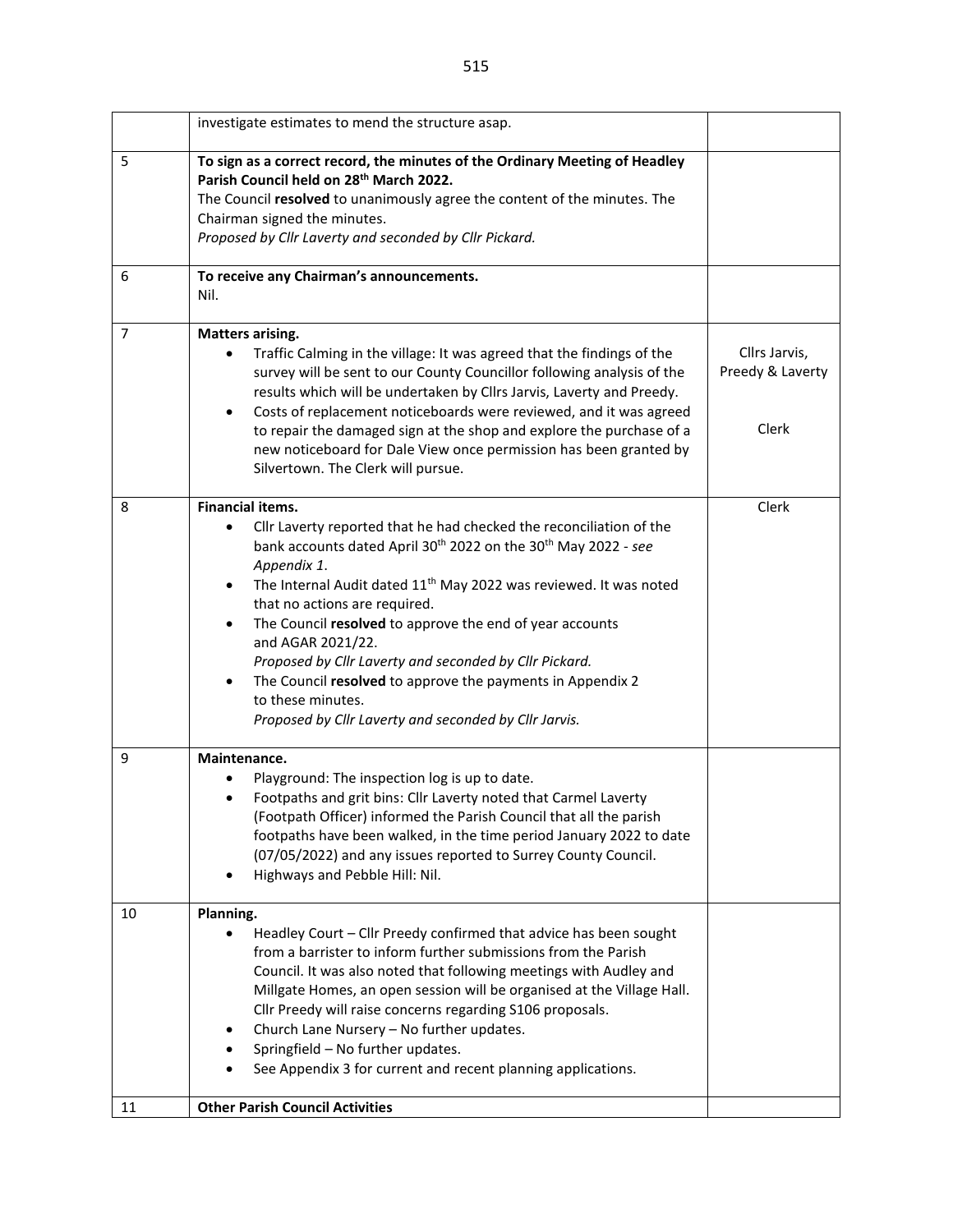| | | |
|---|---|---|
| | investigate estimates to mend the structure asap. | |
| 5 | **To sign as a correct record, the minutes of the Ordinary Meeting of Headley Parish Council held on 28th March 2022.**<br>The Council **resolved** to unanimously agree the content of the minutes. The Chairman signed the minutes.<br>*Proposed by Cllr Laverty and seconded by Cllr Pickard.* | |
| 6 | **To receive any Chairman's announcements.**<br>Nil. | |
| 7 | **Matters arising.**<br>• Traffic Calming in the village: It was agreed that the findings of the survey will be sent to our County Councillor following analysis of the results which will be undertaken by Cllrs Jarvis, Laverty and Preedy.<br>• Costs of replacement noticeboards were reviewed, and it was agreed to repair the damaged sign at the shop and explore the purchase of a new noticeboard for Dale View once permission has been granted by Silvertown. The Clerk will pursue. | Cllrs Jarvis, Preedy & Laverty<br><br>Clerk |
| 8 | **Financial items.**<br>• Cllr Laverty reported that he had checked the reconciliation of the bank accounts dated April 30th 2022 on the 30th May 2022 - *see Appendix 1*.<br>• The Internal Audit dated 11th May 2022 was reviewed. It was noted that no actions are required.<br>• The Council **resolved** to approve the end of year accounts and AGAR 2021/22.<br>*Proposed by Cllr Laverty and seconded by Cllr Pickard.*<br>• The Council **resolved** to approve the payments in Appendix 2 to these minutes.<br>*Proposed by Cllr Laverty and seconded by Cllr Jarvis.* | Clerk |
| 9 | **Maintenance.**<br>• Playground: The inspection log is up to date.<br>• Footpaths and grit bins: Cllr Laverty noted that Carmel Laverty (Footpath Officer) informed the Parish Council that all the parish footpaths have been walked, in the time period January 2022 to date (07/05/2022) and any issues reported to Surrey County Council.<br>• Highways and Pebble Hill: Nil. | |
| 10 | **Planning.**<br>• Headley Court – Cllr Preedy confirmed that advice has been sought from a barrister to inform further submissions from the Parish Council. It was also noted that following meetings with Audley and Millgate Homes, an open session will be organised at the Village Hall. Cllr Preedy will raise concerns regarding S106 proposals.<br>• Church Lane Nursery – No further updates.<br>• Springfield – No further updates.<br>• See Appendix 3 for current and recent planning applications. | |
| 11 | **Other Parish Council Activities** | |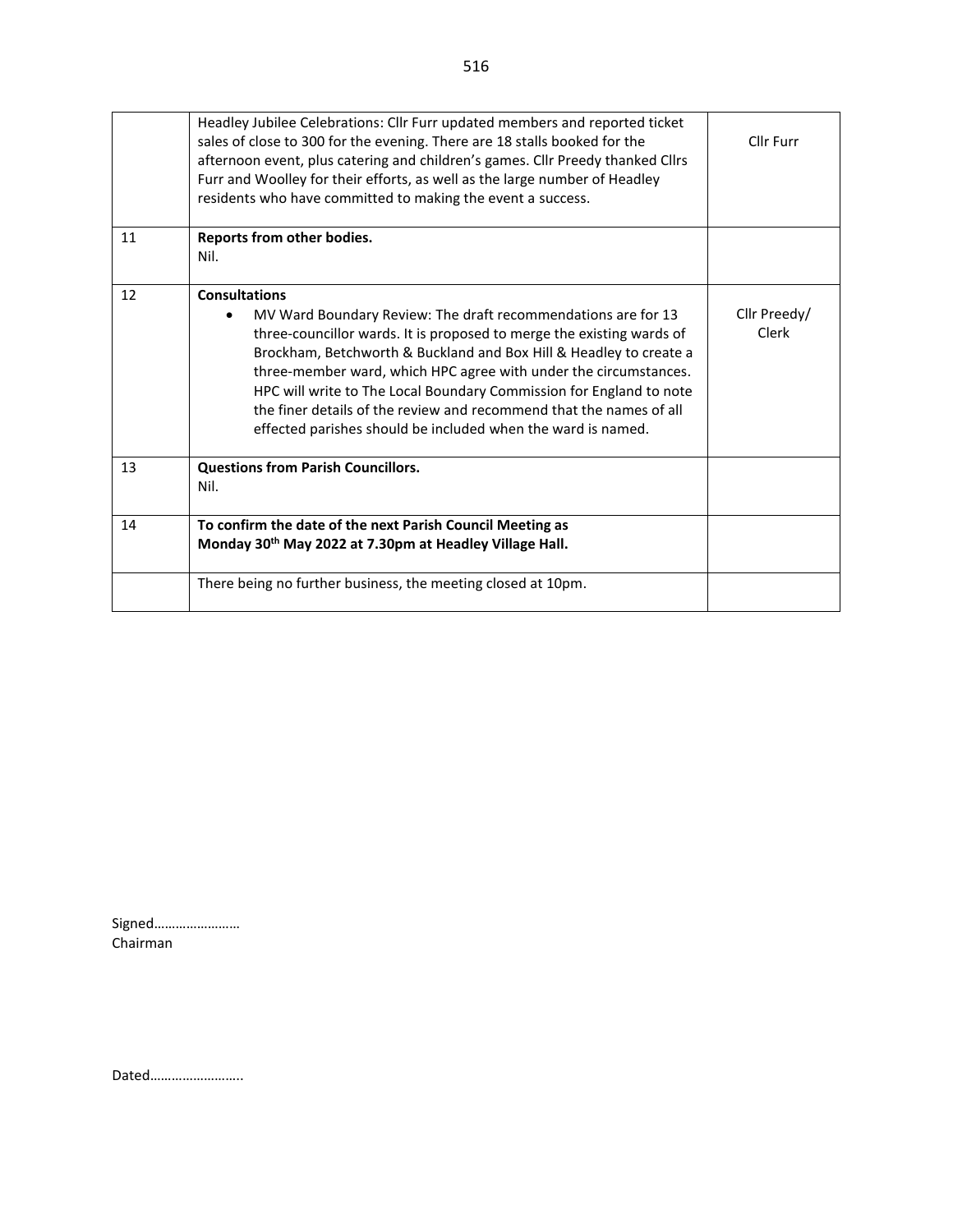| | | |
|---|---|---|
| | Headley Jubilee Celebrations: Cllr Furr updated members and reported ticket sales of close to 300 for the evening. There are 18 stalls booked for the afternoon event, plus catering and children's games. Cllr Preedy thanked Cllrs Furr and Woolley for their efforts, as well as the large number of Headley residents who have committed to making the event a success. | Cllr Furr |
| 11 | **Reports from other bodies.**<br>Nil. | |
| 12 | **Consultations**<br>• MV Ward Boundary Review: The draft recommendations are for 13 three-councillor wards. It is proposed to merge the existing wards of Brockham, Betchworth & Buckland and Box Hill & Headley to create a three-member ward, which HPC agree with under the circumstances. HPC will write to The Local Boundary Commission for England to note the finer details of the review and recommend that the names of all effected parishes should be included when the ward is named. | Cllr Preedy/ Clerk |
| 13 | **Questions from Parish Councillors.**<br>Nil. | |
| 14 | **To confirm the date of the next Parish Council Meeting as Monday 30th May 2022 at 7.30pm at Headley Village Hall.** | |
| | There being no further business, the meeting closed at 10pm. | |

Signed……………………
Chairman

Dated……………………..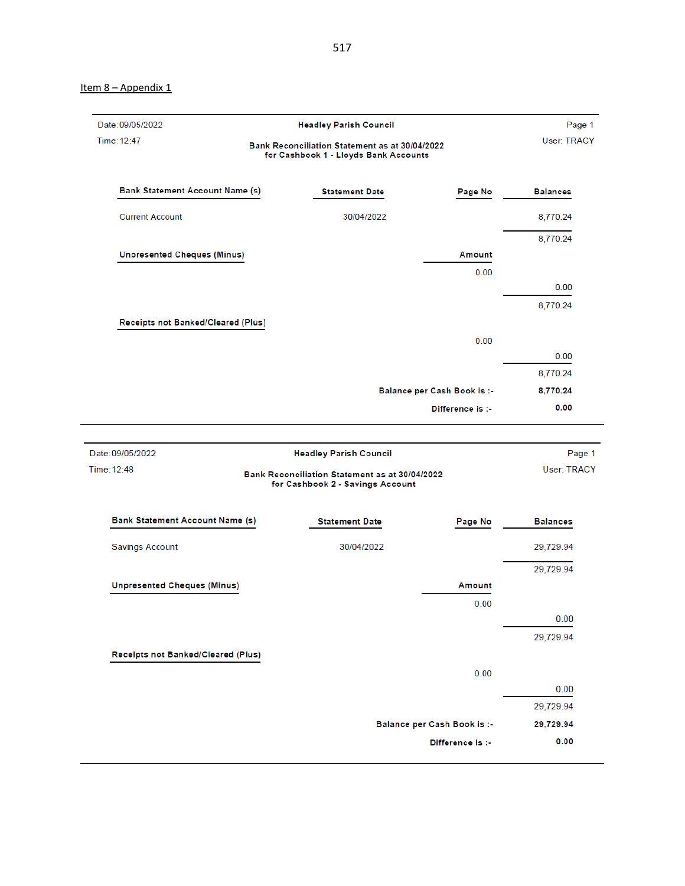Item 8 – Appendix 1

Date: 09/05/2022 | **Headley Parish Council** | Page 1

Time: 12:47 | User: TRACY

**Bank Reconciliation Statement as at 30/04/2022**
**for Cashbook 1 - Lloyds Bank Accounts**

| Bank Statement Account Name (s) | Statement Date | Page No | Balances |
|---|---|---|---|
| Current Account | 30/04/2022 | | 8,770.24 |
| | | | 8,770.24 |
| **Unpresented Cheques (Minus)** | | **Amount** | |
| | | 0.00 | |
| | | | 0.00 |
| | | | 8,770.24 |
| **Receipts not Banked/Cleared (Plus)** | | | |
| | | 0.00 | |
| | | | 0.00 |
| | | | 8,770.24 |
| | | **Balance per Cash Book is :-** | **8,770.24** |
| | | **Difference is :-** | **0.00** |

Date: 09/05/2022 | **Headley Parish Council** | Page 1

Time: 12:48 | User: TRACY

**Bank Reconciliation Statement as at 30/04/2022**
**for Cashbook 2 - Savings Account**

| Bank Statement Account Name (s) | Statement Date | Page No | Balances |
|---|---|---|---|
| Savings Account | 30/04/2022 | | 29,729.94 |
| | | | 29,729.94 |
| **Unpresented Cheques (Minus)** | | **Amount** | |
| | | 0.00 | |
| | | | 0.00 |
| | | | 29,729.94 |
| **Receipts not Banked/Cleared (Plus)** | | | |
| | | 0.00 | |
| | | | 0.00 |
| | | | 29,729.94 |
| | | **Balance per Cash Book is :-** | **29,729.94** |
| | | **Difference is :-** | **0.00** |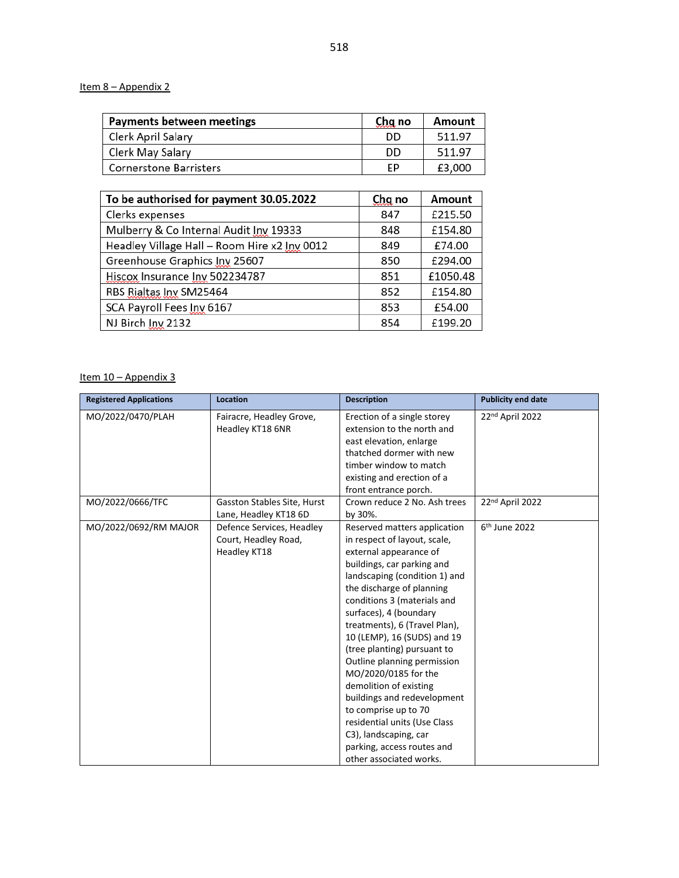Item 8 – Appendix 2

| Payments between meetings | Chq no | Amount |
|---|---|---|
| Clerk April Salary | DD | 511.97 |
| Clerk May Salary | DD | 511.97 |
| Cornerstone Barristers | EP | £3,000 |

| To be authorised for payment 30.05.2022 | Chq no | Amount |
|---|---|---|
| Clerks expenses | 847 | £215.50 |
| Mulberry & Co Internal Audit Inv 19333 | 848 | £154.80 |
| Headley Village Hall – Room Hire x2 Inv 0012 | 849 | £74.00 |
| Greenhouse Graphics Inv 25607 | 850 | £294.00 |
| Hiscox Insurance Inv 502234787 | 851 | £1050.48 |
| RBS Rialtas Inv SM25464 | 852 | £154.80 |
| SCA Payroll Fees Inv 6167 | 853 | £54.00 |
| NJ Birch Inv 2132 | 854 | £199.20 |

Item 10 – Appendix 3

| Registered Applications | Location | Description | Publicity end date |
|---|---|---|---|
| MO/2022/0470/PLAH | Fairacre, Headley Grove, Headley KT18 6NR | Erection of a single storey extension to the north and east elevation, enlarge thatched dormer with new timber window to match existing and erection of a front entrance porch. | 22nd April 2022 |
| MO/2022/0666/TFC | Gasston Stables Site, Hurst Lane, Headley KT18 6D | Crown reduce 2 No. Ash trees by 30%. | 22nd April 2022 |
| MO/2022/0692/RM MAJOR | Defence Services, Headley Court, Headley Road, Headley KT18 | Reserved matters application in respect of layout, scale, external appearance of buildings, car parking and landscaping (condition 1) and the discharge of planning conditions 3 (materials and surfaces), 4 (boundary treatments), 6 (Travel Plan), 10 (LEMP), 16 (SUDS) and 19 (tree planting) pursuant to Outline planning permission MO/2020/0185 for the demolition of existing buildings and redevelopment to comprise up to 70 residential units (Use Class C3), landscaping, car parking, access routes and other associated works. | 6th June 2022 |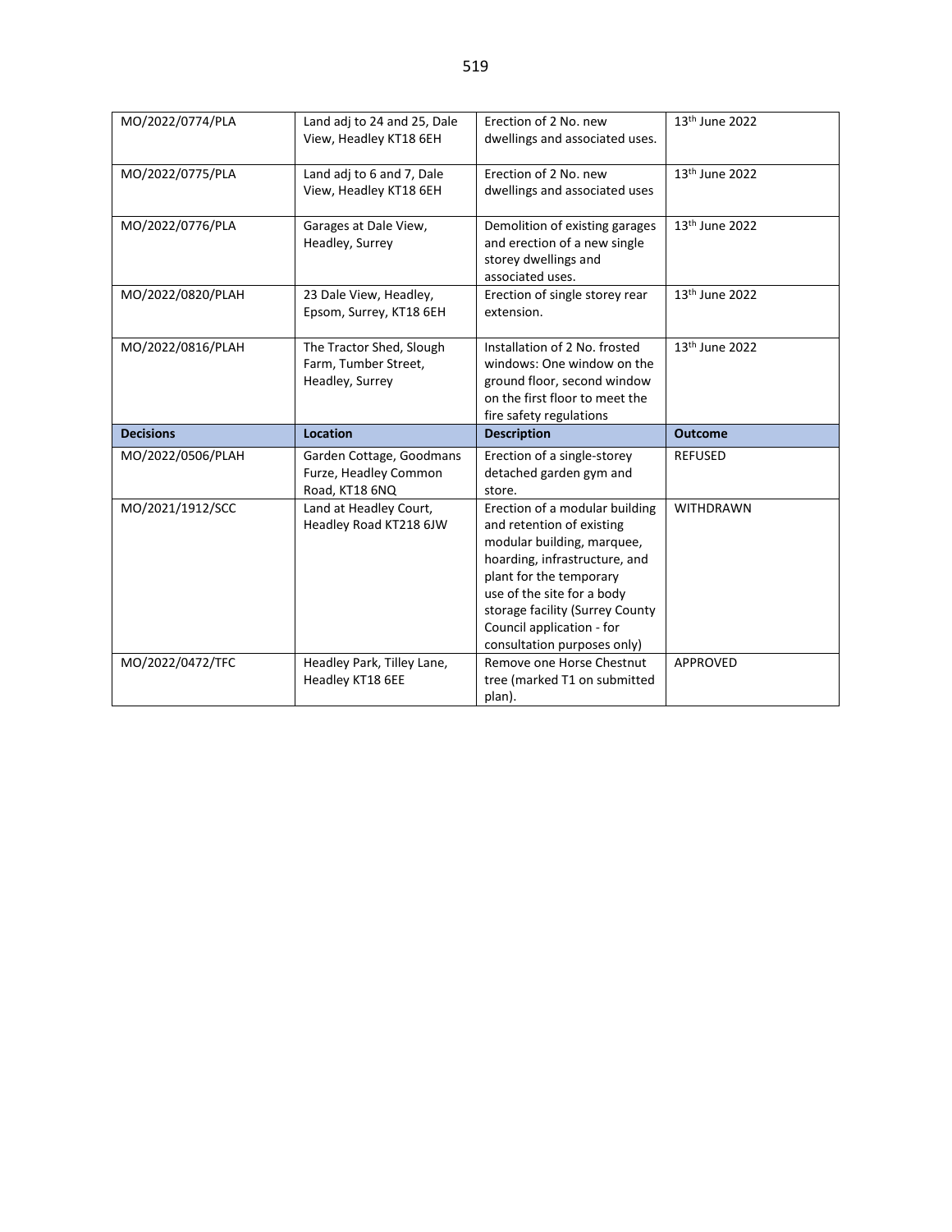| | | | |
|---|---|---|---|
| MO/2022/0774/PLA | Land adj to 24 and 25, Dale View, Headley KT18 6EH | Erection of 2 No. new dwellings and associated uses. | 13th June 2022 |
| MO/2022/0775/PLA | Land adj to 6 and 7, Dale View, Headley KT18 6EH | Erection of 2 No. new dwellings and associated uses | 13th June 2022 |
| MO/2022/0776/PLA | Garages at Dale View, Headley, Surrey | Demolition of existing garages and erection of a new single storey dwellings and associated uses. | 13th June 2022 |
| MO/2022/0820/PLAH | 23 Dale View, Headley, Epsom, Surrey, KT18 6EH | Erection of single storey rear extension. | 13th June 2022 |
| MO/2022/0816/PLAH | The Tractor Shed, Slough Farm, Tumber Street, Headley, Surrey | Installation of 2 No. frosted windows: One window on the ground floor, second window on the first floor to meet the fire safety regulations | 13th June 2022 |
| **Decisions** | **Location** | **Description** | **Outcome** |
| MO/2022/0506/PLAH | Garden Cottage, Goodmans Furze, Headley Common Road, KT18 6NQ | Erection of a single-storey detached garden gym and store. | REFUSED |
| MO/2021/1912/SCC | Land at Headley Court, Headley Road KT218 6JW | Erection of a modular building and retention of existing modular building, marquee, hoarding, infrastructure, and plant for the temporary use of the site for a body storage facility (Surrey County Council application - for consultation purposes only) | WITHDRAWN |
| MO/2022/0472/TFC | Headley Park, Tilley Lane, Headley KT18 6EE | Remove one Horse Chestnut tree (marked T1 on submitted plan). | APPROVED |